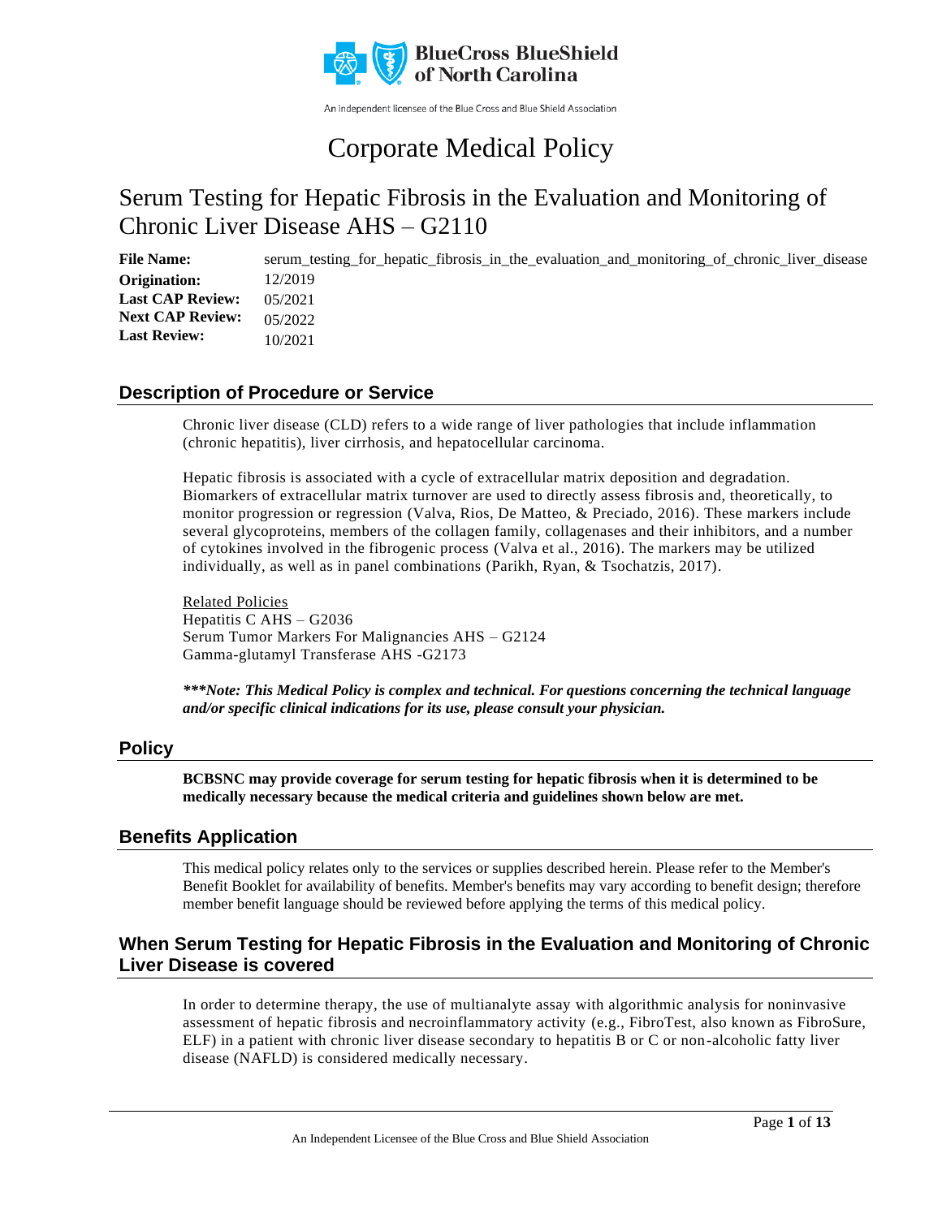BlueCross BlueShield of North Carolina

An independent licensee of the Blue Cross and Blue Shield Association

# Corporate Medical Policy

## Serum Testing for Hepatic Fibrosis in the Evaluation and Monitoring of Chronic Liver Disease AHS – G2110

| | |
|---|---|
| **File Name:** | serum_testing_for_hepatic_fibrosis_in_the_evaluation_and_monitoring_of_chronic_liver_disease |
| **Origination:** | 12/2019 |
| **Last CAP Review:** | 05/2021 |
| **Next CAP Review:** | 05/2022 |
| **Last Review:** | 10/2021 |

## Description of Procedure or Service

Chronic liver disease (CLD) refers to a wide range of liver pathologies that include inflammation (chronic hepatitis), liver cirrhosis, and hepatocellular carcinoma.

Hepatic fibrosis is associated with a cycle of extracellular matrix deposition and degradation. Biomarkers of extracellular matrix turnover are used to directly assess fibrosis and, theoretically, to monitor progression or regression (Valva, Rios, De Matteo, & Preciado, 2016). These markers include several glycoproteins, members of the collagen family, collagenases and their inhibitors, and a number of cytokines involved in the fibrogenic process (Valva et al., 2016). The markers may be utilized individually, as well as in panel combinations (Parikh, Ryan, & Tsochatzis, 2017).

Related Policies
Hepatitis C AHS – G2036
Serum Tumor Markers For Malignancies AHS – G2124
Gamma-glutamyl Transferase AHS -G2173

***\*\*\*Note: This Medical Policy is complex and technical. For questions concerning the technical language and/or specific clinical indications for its use, please consult your physician.***

## Policy

**BCBSNC may provide coverage for serum testing for hepatic fibrosis when it is determined to be medically necessary because the medical criteria and guidelines shown below are met.**

## Benefits Application

This medical policy relates only to the services or supplies described herein. Please refer to the Member's Benefit Booklet for availability of benefits. Member's benefits may vary according to benefit design; therefore member benefit language should be reviewed before applying the terms of this medical policy.

## When Serum Testing for Hepatic Fibrosis in the Evaluation and Monitoring of Chronic Liver Disease is covered

In order to determine therapy, the use of multianalyte assay with algorithmic analysis for noninvasive assessment of hepatic fibrosis and necroinflammatory activity (e.g., FibroTest, also known as FibroSure, ELF) in a patient with chronic liver disease secondary to hepatitis B or C or non-alcoholic fatty liver disease (NAFLD) is considered medically necessary.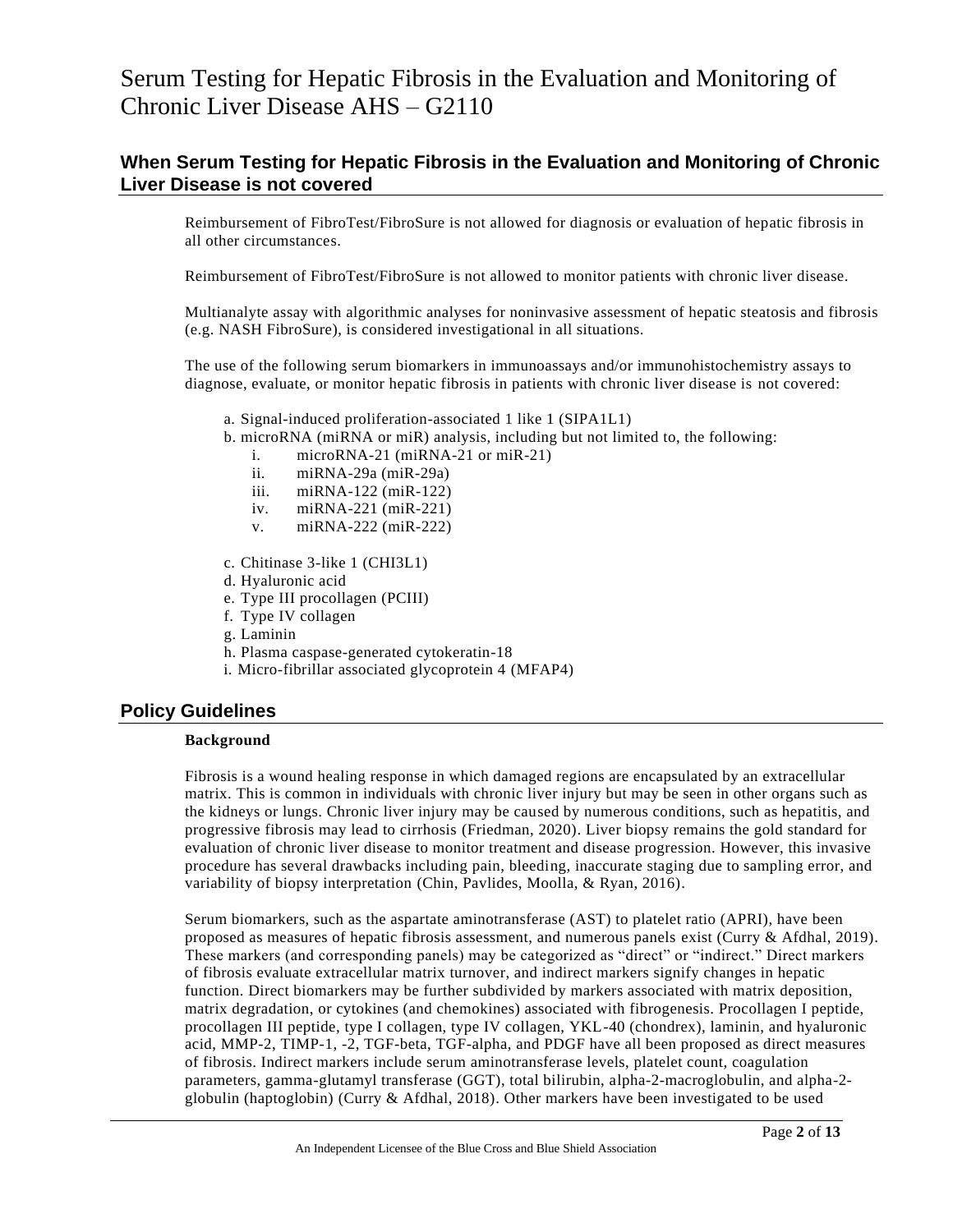## When Serum Testing for Hepatic Fibrosis in the Evaluation and Monitoring of Chronic Liver Disease is not covered

Reimbursement of FibroTest/FibroSure is not allowed for diagnosis or evaluation of hepatic fibrosis in all other circumstances.

Reimbursement of FibroTest/FibroSure is not allowed to monitor patients with chronic liver disease.

Multianalyte assay with algorithmic analyses for noninvasive assessment of hepatic steatosis and fibrosis (e.g. NASH FibroSure), is considered investigational in all situations.

The use of the following serum biomarkers in immunoassays and/or immunohistochemistry assays to diagnose, evaluate, or monitor hepatic fibrosis in patients with chronic liver disease is not covered:

a. Signal-induced proliferation-associated 1 like 1 (SIPA1L1)
b. microRNA (miRNA or miR) analysis, including but not limited to, the following:
   i. microRNA-21 (miRNA-21 or miR-21)
   ii. miRNA-29a (miR-29a)
   iii. miRNA-122 (miR-122)
   iv. miRNA-221 (miR-221)
   v. miRNA-222 (miR-222)

c. Chitinase 3-like 1 (CHI3L1)
d. Hyaluronic acid
e. Type III procollagen (PCIII)
f. Type IV collagen
g. Laminin
h. Plasma caspase-generated cytokeratin-18
i. Micro-fibrillar associated glycoprotein 4 (MFAP4)

## Policy Guidelines

**Background**

Fibrosis is a wound healing response in which damaged regions are encapsulated by an extracellular matrix. This is common in individuals with chronic liver injury but may be seen in other organs such as the kidneys or lungs. Chronic liver injury may be caused by numerous conditions, such as hepatitis, and progressive fibrosis may lead to cirrhosis (Friedman, 2020). Liver biopsy remains the gold standard for evaluation of chronic liver disease to monitor treatment and disease progression. However, this invasive procedure has several drawbacks including pain, bleeding, inaccurate staging due to sampling error, and variability of biopsy interpretation (Chin, Pavlides, Moolla, & Ryan, 2016).

Serum biomarkers, such as the aspartate aminotransferase (AST) to platelet ratio (APRI), have been proposed as measures of hepatic fibrosis assessment, and numerous panels exist (Curry & Afdhal, 2019). These markers (and corresponding panels) may be categorized as "direct" or "indirect." Direct markers of fibrosis evaluate extracellular matrix turnover, and indirect markers signify changes in hepatic function. Direct biomarkers may be further subdivided by markers associated with matrix deposition, matrix degradation, or cytokines (and chemokines) associated with fibrogenesis. Procollagen I peptide, procollagen III peptide, type I collagen, type IV collagen, YKL-40 (chondrex), laminin, and hyaluronic acid, MMP-2, TIMP-1, -2, TGF-beta, TGF-alpha, and PDGF have all been proposed as direct measures of fibrosis. Indirect markers include serum aminotransferase levels, platelet count, coagulation parameters, gamma-glutamyl transferase (GGT), total bilirubin, alpha-2-macroglobulin, and alpha-2-globulin (haptoglobin) (Curry & Afdhal, 2018). Other markers have been investigated to be used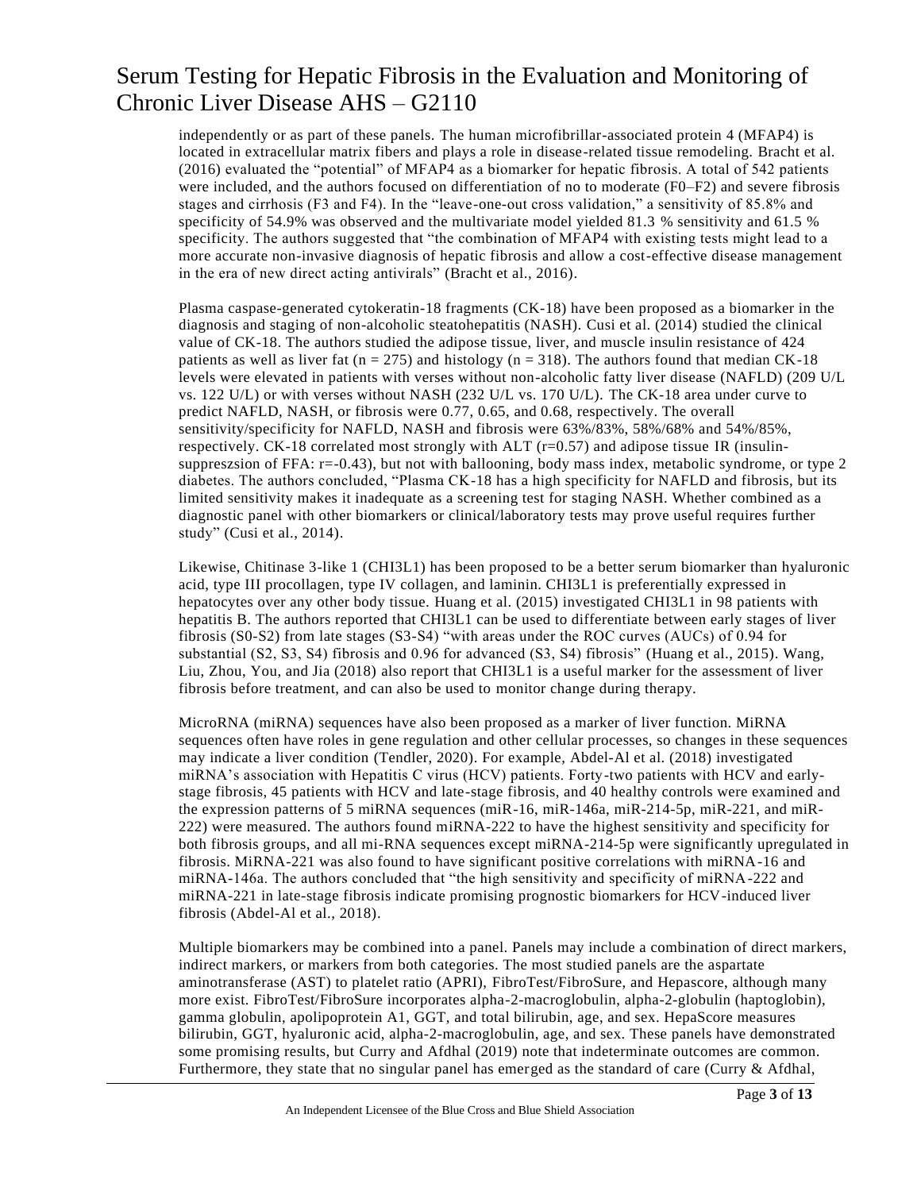independently or as part of these panels. The human microfibrillar-associated protein 4 (MFAP4) is located in extracellular matrix fibers and plays a role in disease-related tissue remodeling. Bracht et al. (2016) evaluated the "potential" of MFAP4 as a biomarker for hepatic fibrosis. A total of 542 patients were included, and the authors focused on differentiation of no to moderate (F0–F2) and severe fibrosis stages and cirrhosis (F3 and F4). In the "leave-one-out cross validation," a sensitivity of 85.8% and specificity of 54.9% was observed and the multivariate model yielded 81.3 % sensitivity and 61.5 % specificity. The authors suggested that "the combination of MFAP4 with existing tests might lead to a more accurate non-invasive diagnosis of hepatic fibrosis and allow a cost-effective disease management in the era of new direct acting antivirals" (Bracht et al., 2016).

Plasma caspase-generated cytokeratin-18 fragments (CK-18) have been proposed as a biomarker in the diagnosis and staging of non-alcoholic steatohepatitis (NASH). Cusi et al. (2014) studied the clinical value of CK-18. The authors studied the adipose tissue, liver, and muscle insulin resistance of 424 patients as well as liver fat (n = 275) and histology (n = 318). The authors found that median CK-18 levels were elevated in patients with verses without non-alcoholic fatty liver disease (NAFLD) (209 U/L vs. 122 U/L) or with verses without NASH (232 U/L vs. 170 U/L). The CK-18 area under curve to predict NAFLD, NASH, or fibrosis were 0.77, 0.65, and 0.68, respectively. The overall sensitivity/specificity for NAFLD, NASH and fibrosis were 63%/83%, 58%/68% and 54%/85%, respectively. CK-18 correlated most strongly with ALT (r=0.57) and adipose tissue IR (insulin-suppreszsion of FFA: r=-0.43), but not with ballooning, body mass index, metabolic syndrome, or type 2 diabetes. The authors concluded, "Plasma CK-18 has a high specificity for NAFLD and fibrosis, but its limited sensitivity makes it inadequate as a screening test for staging NASH. Whether combined as a diagnostic panel with other biomarkers or clinical/laboratory tests may prove useful requires further study" (Cusi et al., 2014).

Likewise, Chitinase 3-like 1 (CHI3L1) has been proposed to be a better serum biomarker than hyaluronic acid, type III procollagen, type IV collagen, and laminin. CHI3L1 is preferentially expressed in hepatocytes over any other body tissue. Huang et al. (2015) investigated CHI3L1 in 98 patients with hepatitis B. The authors reported that CHI3L1 can be used to differentiate between early stages of liver fibrosis (S0-S2) from late stages (S3-S4) "with areas under the ROC curves (AUCs) of 0.94 for substantial (S2, S3, S4) fibrosis and 0.96 for advanced (S3, S4) fibrosis" (Huang et al., 2015). Wang, Liu, Zhou, You, and Jia (2018) also report that CHI3L1 is a useful marker for the assessment of liver fibrosis before treatment, and can also be used to monitor change during therapy.

MicroRNA (miRNA) sequences have also been proposed as a marker of liver function. MiRNA sequences often have roles in gene regulation and other cellular processes, so changes in these sequences may indicate a liver condition (Tendler, 2020). For example, Abdel-Al et al. (2018) investigated miRNA's association with Hepatitis C virus (HCV) patients. Forty-two patients with HCV and early-stage fibrosis, 45 patients with HCV and late-stage fibrosis, and 40 healthy controls were examined and the expression patterns of 5 miRNA sequences (miR-16, miR-146a, miR-214-5p, miR-221, and miR-222) were measured. The authors found miRNA-222 to have the highest sensitivity and specificity for both fibrosis groups, and all mi-RNA sequences except miRNA-214-5p were significantly upregulated in fibrosis. MiRNA-221 was also found to have significant positive correlations with miRNA-16 and miRNA-146a. The authors concluded that "the high sensitivity and specificity of miRNA-222 and miRNA-221 in late-stage fibrosis indicate promising prognostic biomarkers for HCV-induced liver fibrosis (Abdel-Al et al., 2018).

Multiple biomarkers may be combined into a panel. Panels may include a combination of direct markers, indirect markers, or markers from both categories. The most studied panels are the aspartate aminotransferase (AST) to platelet ratio (APRI), FibroTest/FibroSure, and Hepascore, although many more exist. FibroTest/FibroSure incorporates alpha-2-macroglobulin, alpha-2-globulin (haptoglobin), gamma globulin, apolipoprotein A1, GGT, and total bilirubin, age, and sex. HepaScore measures bilirubin, GGT, hyaluronic acid, alpha-2-macroglobulin, age, and sex. These panels have demonstrated some promising results, but Curry and Afdhal (2019) note that indeterminate outcomes are common. Furthermore, they state that no singular panel has emerged as the standard of care (Curry & Afdhal,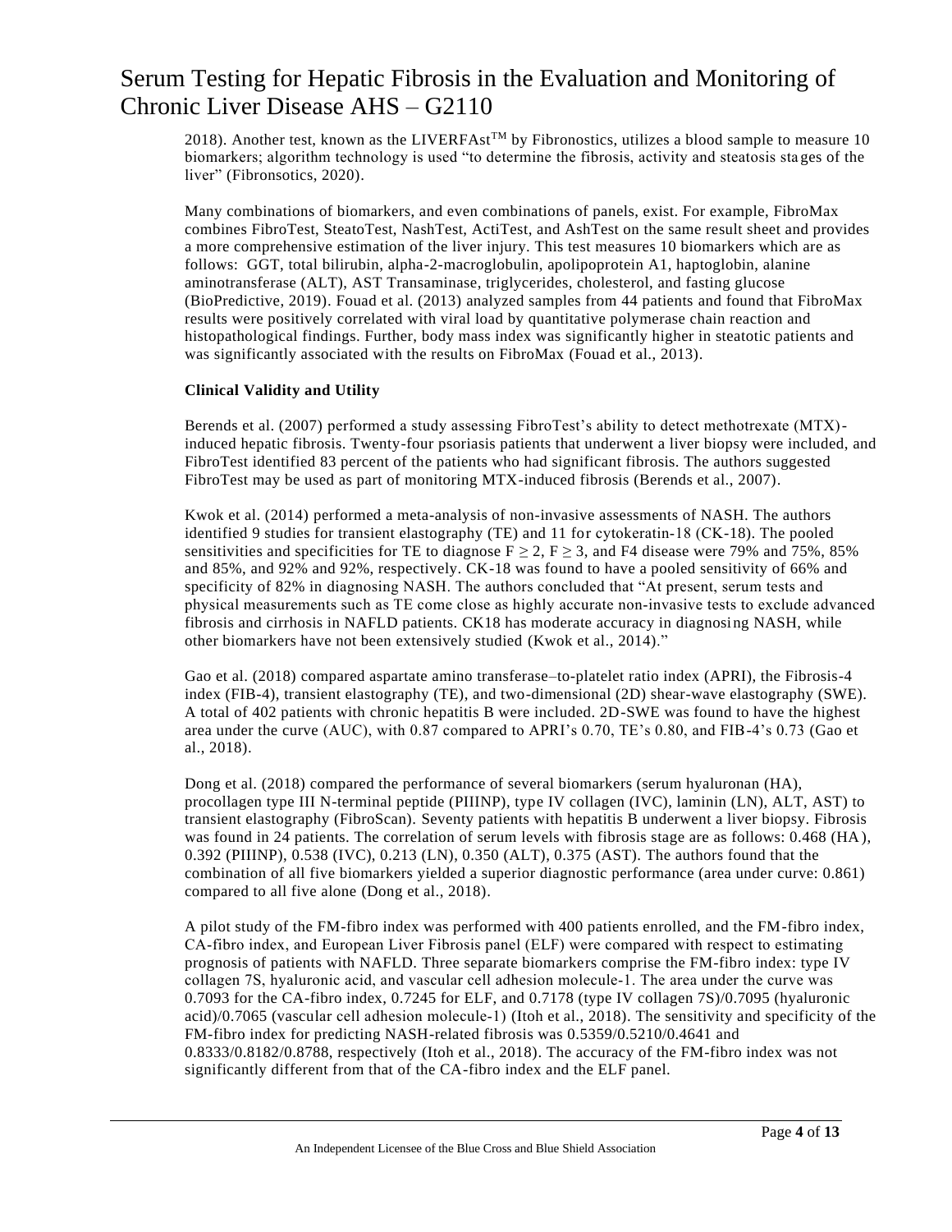2018). Another test, known as the LIVERFAst™ by Fibronostics, utilizes a blood sample to measure 10 biomarkers; algorithm technology is used "to determine the fibrosis, activity and steatosis stages of the liver" (Fibronsotics, 2020).

Many combinations of biomarkers, and even combinations of panels, exist. For example, FibroMax combines FibroTest, SteatoTest, NashTest, ActiTest, and AshTest on the same result sheet and provides a more comprehensive estimation of the liver injury. This test measures 10 biomarkers which are as follows: GGT, total bilirubin, alpha-2-macroglobulin, apolipoprotein A1, haptoglobin, alanine aminotransferase (ALT), AST Transaminase, triglycerides, cholesterol, and fasting glucose (BioPredictive, 2019). Fouad et al. (2013) analyzed samples from 44 patients and found that FibroMax results were positively correlated with viral load by quantitative polymerase chain reaction and histopathological findings. Further, body mass index was significantly higher in steatotic patients and was significantly associated with the results on FibroMax (Fouad et al., 2013).

**Clinical Validity and Utility**

Berends et al. (2007) performed a study assessing FibroTest's ability to detect methotrexate (MTX)-induced hepatic fibrosis. Twenty-four psoriasis patients that underwent a liver biopsy were included, and FibroTest identified 83 percent of the patients who had significant fibrosis. The authors suggested FibroTest may be used as part of monitoring MTX-induced fibrosis (Berends et al., 2007).

Kwok et al. (2014) performed a meta-analysis of non-invasive assessments of NASH. The authors identified 9 studies for transient elastography (TE) and 11 for cytokeratin-18 (CK-18). The pooled sensitivities and specificities for TE to diagnose $F \geq 2$, $F \geq 3$, and F4 disease were 79% and 75%, 85% and 85%, and 92% and 92%, respectively. CK-18 was found to have a pooled sensitivity of 66% and specificity of 82% in diagnosing NASH. The authors concluded that "At present, serum tests and physical measurements such as TE come close as highly accurate non-invasive tests to exclude advanced fibrosis and cirrhosis in NAFLD patients. CK18 has moderate accuracy in diagnosing NASH, while other biomarkers have not been extensively studied (Kwok et al., 2014)."

Gao et al. (2018) compared aspartate amino transferase–to-platelet ratio index (APRI), the Fibrosis-4 index (FIB-4), transient elastography (TE), and two-dimensional (2D) shear-wave elastography (SWE). A total of 402 patients with chronic hepatitis B were included. 2D-SWE was found to have the highest area under the curve (AUC), with 0.87 compared to APRI's 0.70, TE's 0.80, and FIB-4's 0.73 (Gao et al., 2018).

Dong et al. (2018) compared the performance of several biomarkers (serum hyaluronan (HA), procollagen type III N-terminal peptide (PIIINP), type IV collagen (IVC), laminin (LN), ALT, AST) to transient elastography (FibroScan). Seventy patients with hepatitis B underwent a liver biopsy. Fibrosis was found in 24 patients. The correlation of serum levels with fibrosis stage are as follows: 0.468 (HA), 0.392 (PIIINP), 0.538 (IVC), 0.213 (LN), 0.350 (ALT), 0.375 (AST). The authors found that the combination of all five biomarkers yielded a superior diagnostic performance (area under curve: 0.861) compared to all five alone (Dong et al., 2018).

A pilot study of the FM-fibro index was performed with 400 patients enrolled, and the FM-fibro index, CA-fibro index, and European Liver Fibrosis panel (ELF) were compared with respect to estimating prognosis of patients with NAFLD. Three separate biomarkers comprise the FM-fibro index: type IV collagen 7S, hyaluronic acid, and vascular cell adhesion molecule-1. The area under the curve was 0.7093 for the CA-fibro index, 0.7245 for ELF, and 0.7178 (type IV collagen 7S)/0.7095 (hyaluronic acid)/0.7065 (vascular cell adhesion molecule-1) (Itoh et al., 2018). The sensitivity and specificity of the FM-fibro index for predicting NASH-related fibrosis was 0.5359/0.5210/0.4641 and 0.8333/0.8182/0.8788, respectively (Itoh et al., 2018). The accuracy of the FM-fibro index was not significantly different from that of the CA-fibro index and the ELF panel.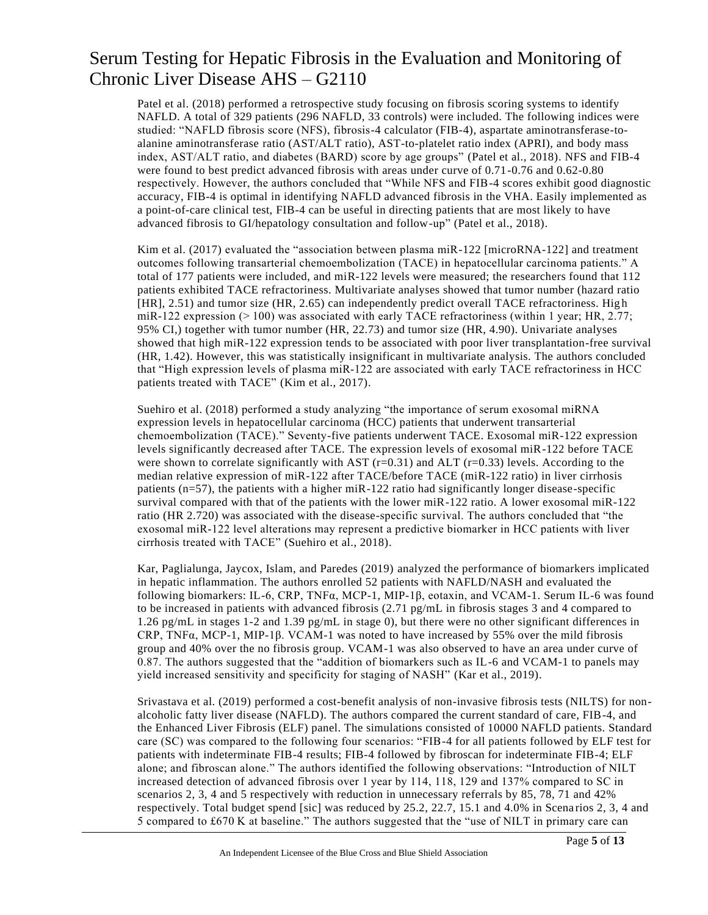Patel et al. (2018) performed a retrospective study focusing on fibrosis scoring systems to identify NAFLD. A total of 329 patients (296 NAFLD, 33 controls) were included. The following indices were studied: "NAFLD fibrosis score (NFS), fibrosis-4 calculator (FIB-4), aspartate aminotransferase-to-alanine aminotransferase ratio (AST/ALT ratio), AST-to-platelet ratio index (APRI), and body mass index, AST/ALT ratio, and diabetes (BARD) score by age groups" (Patel et al., 2018). NFS and FIB-4 were found to best predict advanced fibrosis with areas under curve of 0.71-0.76 and 0.62-0.80 respectively. However, the authors concluded that "While NFS and FIB-4 scores exhibit good diagnostic accuracy, FIB-4 is optimal in identifying NAFLD advanced fibrosis in the VHA. Easily implemented as a point-of-care clinical test, FIB-4 can be useful in directing patients that are most likely to have advanced fibrosis to GI/hepatology consultation and follow-up" (Patel et al., 2018).

Kim et al. (2017) evaluated the "association between plasma miR-122 [microRNA-122] and treatment outcomes following transarterial chemoembolization (TACE) in hepatocellular carcinoma patients." A total of 177 patients were included, and miR-122 levels were measured; the researchers found that 112 patients exhibited TACE refractoriness. Multivariate analyses showed that tumor number (hazard ratio [HR], 2.51) and tumor size (HR, 2.65) can independently predict overall TACE refractoriness. High miR-122 expression (> 100) was associated with early TACE refractoriness (within 1 year; HR, 2.77; 95% CI,) together with tumor number (HR, 22.73) and tumor size (HR, 4.90). Univariate analyses showed that high miR-122 expression tends to be associated with poor liver transplantation-free survival (HR, 1.42). However, this was statistically insignificant in multivariate analysis. The authors concluded that "High expression levels of plasma miR-122 are associated with early TACE refractoriness in HCC patients treated with TACE" (Kim et al., 2017).

Suehiro et al. (2018) performed a study analyzing "the importance of serum exosomal miRNA expression levels in hepatocellular carcinoma (HCC) patients that underwent transarterial chemoembolization (TACE)." Seventy-five patients underwent TACE. Exosomal miR-122 expression levels significantly decreased after TACE. The expression levels of exosomal miR-122 before TACE were shown to correlate significantly with AST (r=0.31) and ALT (r=0.33) levels. According to the median relative expression of miR-122 after TACE/before TACE (miR-122 ratio) in liver cirrhosis patients (n=57), the patients with a higher miR-122 ratio had significantly longer disease-specific survival compared with that of the patients with the lower miR-122 ratio. A lower exosomal miR-122 ratio (HR 2.720) was associated with the disease-specific survival. The authors concluded that "the exosomal miR-122 level alterations may represent a predictive biomarker in HCC patients with liver cirrhosis treated with TACE" (Suehiro et al., 2018).

Kar, Paglialunga, Jaycox, Islam, and Paredes (2019) analyzed the performance of biomarkers implicated in hepatic inflammation. The authors enrolled 52 patients with NAFLD/NASH and evaluated the following biomarkers: IL-6, CRP, TNFα, MCP-1, MIP-1β, eotaxin, and VCAM-1. Serum IL-6 was found to be increased in patients with advanced fibrosis (2.71 pg/mL in fibrosis stages 3 and 4 compared to 1.26 pg/mL in stages 1-2 and 1.39 pg/mL in stage 0), but there were no other significant differences in CRP, TNFα, MCP-1, MIP-1β. VCAM-1 was noted to have increased by 55% over the mild fibrosis group and 40% over the no fibrosis group. VCAM-1 was also observed to have an area under curve of 0.87. The authors suggested that the "addition of biomarkers such as IL-6 and VCAM-1 to panels may yield increased sensitivity and specificity for staging of NASH" (Kar et al., 2019).

Srivastava et al. (2019) performed a cost-benefit analysis of non-invasive fibrosis tests (NILTS) for non-alcoholic fatty liver disease (NAFLD). The authors compared the current standard of care, FIB-4, and the Enhanced Liver Fibrosis (ELF) panel. The simulations consisted of 10000 NAFLD patients. Standard care (SC) was compared to the following four scenarios: "FIB-4 for all patients followed by ELF test for patients with indeterminate FIB-4 results; FIB-4 followed by fibroscan for indeterminate FIB-4; ELF alone; and fibroscan alone." The authors identified the following observations: "Introduction of NILT increased detection of advanced fibrosis over 1 year by 114, 118, 129 and 137% compared to SC in scenarios 2, 3, 4 and 5 respectively with reduction in unnecessary referrals by 85, 78, 71 and 42% respectively. Total budget spend [sic] was reduced by 25.2, 22.7, 15.1 and 4.0% in Scenarios 2, 3, 4 and 5 compared to £670 K at baseline." The authors suggested that the "use of NILT in primary care can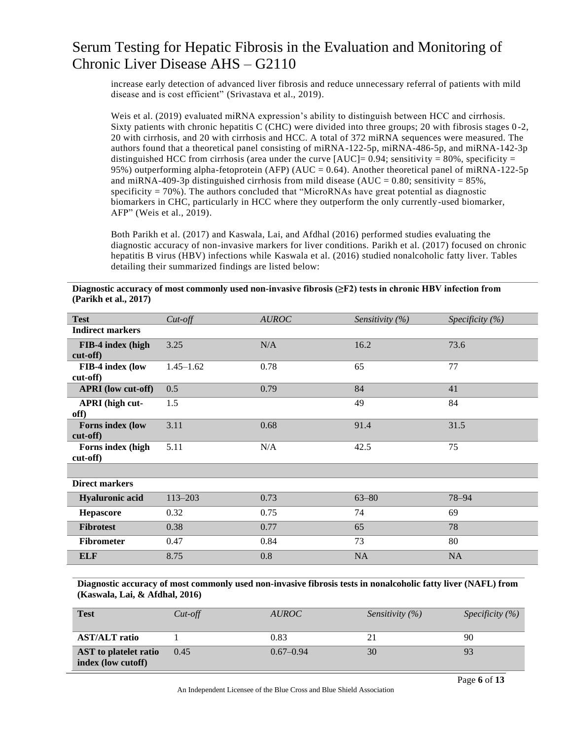increase early detection of advanced liver fibrosis and reduce unnecessary referral of patients with mild disease and is cost efficient" (Srivastava et al., 2019).

Weis et al. (2019) evaluated miRNA expression's ability to distinguish between HCC and cirrhosis. Sixty patients with chronic hepatitis C (CHC) were divided into three groups; 20 with fibrosis stages 0-2, 20 with cirrhosis, and 20 with cirrhosis and HCC. A total of 372 miRNA sequences were measured. The authors found that a theoretical panel consisting of miRNA-122-5p, miRNA-486-5p, and miRNA-142-3p distinguished HCC from cirrhosis (area under the curve [AUC]= 0.94; sensitivity = 80%, specificity = 95%) outperforming alpha-fetoprotein (AFP) (AUC = 0.64). Another theoretical panel of miRNA-122-5p and miRNA-409-3p distinguished cirrhosis from mild disease (AUC = 0.80; sensitivity = 85%, specificity = 70%). The authors concluded that "MicroRNAs have great potential as diagnostic biomarkers in CHC, particularly in HCC where they outperform the only currently-used biomarker, AFP" (Weis et al., 2019).

Both Parikh et al. (2017) and Kaswala, Lai, and Afdhal (2016) performed studies evaluating the diagnostic accuracy of non-invasive markers for liver conditions. Parikh et al. (2017) focused on chronic hepatitis B virus (HBV) infections while Kaswala et al. (2016) studied nonalcoholic fatty liver. Tables detailing their summarized findings are listed below:

**Diagnostic accuracy of most commonly used non-invasive fibrosis (≥F2) tests in chronic HBV infection from (Parikh et al., 2017)**

| Test | *Cut-off* | *AUROC* | *Sensitivity (%)* | *Specificity (%)* |
|---|---|---|---|---|
| **Indirect markers** | | | | |
| **FIB-4 index (high cut-off)** | 3.25 | N/A | 16.2 | 73.6 |
| **FIB-4 index (low cut-off)** | 1.45–1.62 | 0.78 | 65 | 77 |
| **APRI (low cut-off)** | 0.5 | 0.79 | 84 | 41 |
| **APRI (high cut-off)** | 1.5 | | 49 | 84 |
| **Forns index (low cut-off)** | 3.11 | 0.68 | 91.4 | 31.5 |
| **Forns index (high cut-off)** | 5.11 | N/A | 42.5 | 75 |
| | | | | |
| **Direct markers** | | | | |
| **Hyaluronic acid** | 113–203 | 0.73 | 63–80 | 78–94 |
| **Hepascore** | 0.32 | 0.75 | 74 | 69 |
| **Fibrotest** | 0.38 | 0.77 | 65 | 78 |
| **Fibrometer** | 0.47 | 0.84 | 73 | 80 |
| **ELF** | 8.75 | 0.8 | NA | NA |

**Diagnostic accuracy of most commonly used non-invasive fibrosis tests in nonalcoholic fatty liver (NAFL) from (Kaswala, Lai, & Afdhal, 2016)**

| Test | *Cut-off* | *AUROC* | *Sensitivity (%)* | *Specificity (%)* |
|---|---|---|---|---|
| **AST/ALT ratio** | 1 | 0.83 | 21 | 90 |
| **AST to platelet ratio index (low cutoff)** | 0.45 | 0.67–0.94 | 30 | 93 |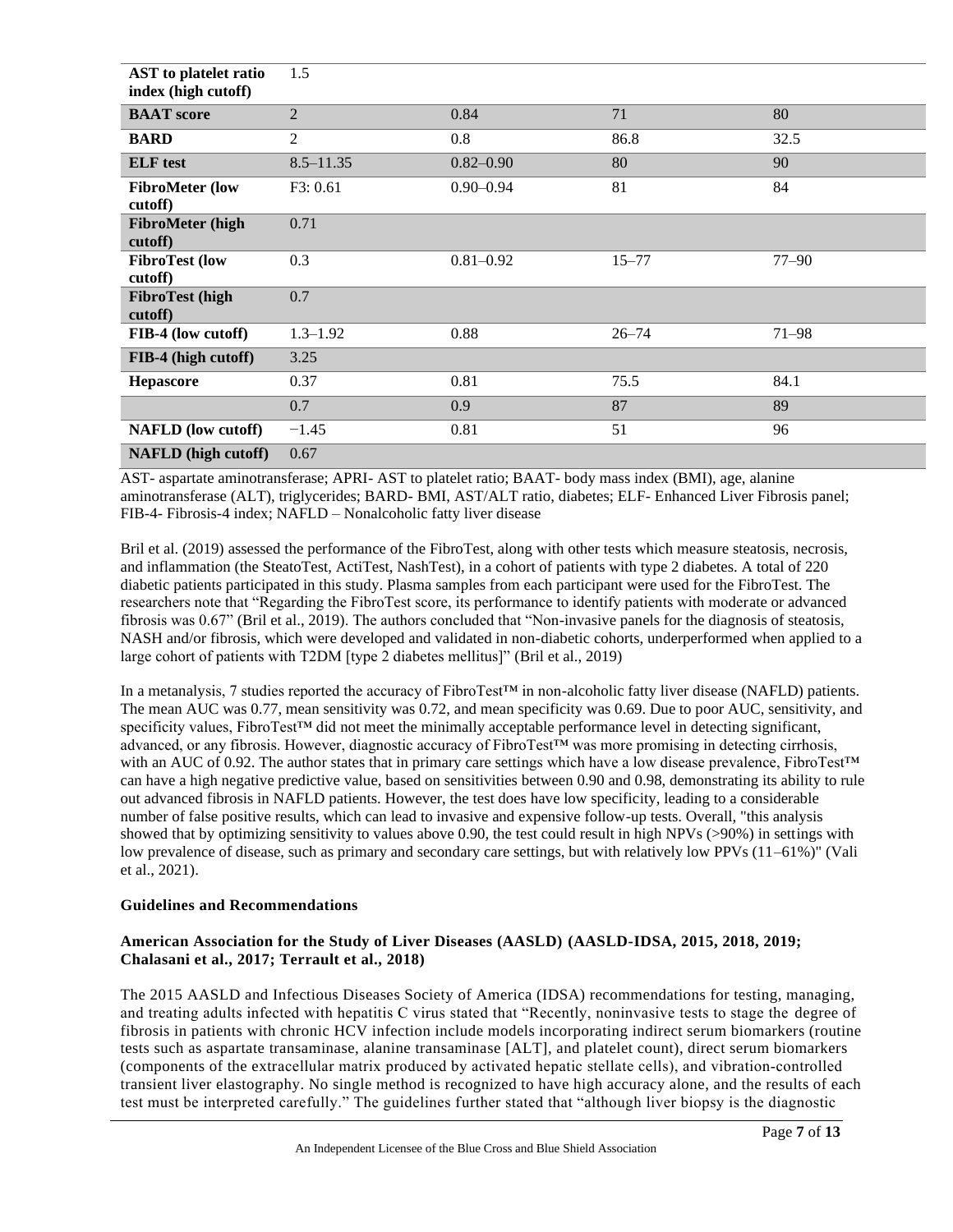| | | | | |
|---|---|---|---|---|
| **AST to platelet ratio index (high cutoff)** | 1.5 | | | |
| **BAAT score** | 2 | 0.84 | 71 | 80 |
| **BARD** | 2 | 0.8 | 86.8 | 32.5 |
| **ELF test** | 8.5–11.35 | 0.82–0.90 | 80 | 90 |
| **FibroMeter (low cutoff)** | F3: 0.61 | 0.90–0.94 | 81 | 84 |
| **FibroMeter (high cutoff)** | 0.71 | | | |
| **FibroTest (low cutoff)** | 0.3 | 0.81–0.92 | 15–77 | 77–90 |
| **FibroTest (high cutoff)** | 0.7 | | | |
| **FIB-4 (low cutoff)** | 1.3–1.92 | 0.88 | 26–74 | 71–98 |
| **FIB-4 (high cutoff)** | 3.25 | | | |
| **Hepascore** | 0.37 | 0.81 | 75.5 | 84.1 |
| | 0.7 | 0.9 | 87 | 89 |
| **NAFLD (low cutoff)** | −1.45 | 0.81 | 51 | 96 |
| **NAFLD (high cutoff)** | 0.67 | | | |

AST- aspartate aminotransferase; APRI- AST to platelet ratio; BAAT- body mass index (BMI), age, alanine aminotransferase (ALT), triglycerides; BARD- BMI, AST/ALT ratio, diabetes; ELF- Enhanced Liver Fibrosis panel; FIB-4- Fibrosis-4 index; NAFLD – Nonalcoholic fatty liver disease

Bril et al. (2019) assessed the performance of the FibroTest, along with other tests which measure steatosis, necrosis, and inflammation (the SteatoTest, ActiTest, NashTest), in a cohort of patients with type 2 diabetes. A total of 220 diabetic patients participated in this study. Plasma samples from each participant were used for the FibroTest. The researchers note that "Regarding the FibroTest score, its performance to identify patients with moderate or advanced fibrosis was 0.67" (Bril et al., 2019). The authors concluded that "Non-invasive panels for the diagnosis of steatosis, NASH and/or fibrosis, which were developed and validated in non-diabetic cohorts, underperformed when applied to a large cohort of patients with T2DM [type 2 diabetes mellitus]" (Bril et al., 2019)

In a metanalysis, 7 studies reported the accuracy of FibroTest™ in non-alcoholic fatty liver disease (NAFLD) patients. The mean AUC was 0.77, mean sensitivity was 0.72, and mean specificity was 0.69. Due to poor AUC, sensitivity, and specificity values, FibroTest™ did not meet the minimally acceptable performance level in detecting significant, advanced, or any fibrosis. However, diagnostic accuracy of FibroTest™ was more promising in detecting cirrhosis, with an AUC of 0.92. The author states that in primary care settings which have a low disease prevalence, FibroTest™ can have a high negative predictive value, based on sensitivities between 0.90 and 0.98, demonstrating its ability to rule out advanced fibrosis in NAFLD patients. However, the test does have low specificity, leading to a considerable number of false positive results, which can lead to invasive and expensive follow-up tests. Overall, "this analysis showed that by optimizing sensitivity to values above 0.90, the test could result in high NPVs (>90%) in settings with low prevalence of disease, such as primary and secondary care settings, but with relatively low PPVs (11–61%)" (Vali et al., 2021).

### Guidelines and Recommendations

#### American Association for the Study of Liver Diseases (AASLD) (AASLD-IDSA, 2015, 2018, 2019; Chalasani et al., 2017; Terrault et al., 2018)

The 2015 AASLD and Infectious Diseases Society of America (IDSA) recommendations for testing, managing, and treating adults infected with hepatitis C virus stated that "Recently, noninvasive tests to stage the degree of fibrosis in patients with chronic HCV infection include models incorporating indirect serum biomarkers (routine tests such as aspartate transaminase, alanine transaminase [ALT], and platelet count), direct serum biomarkers (components of the extracellular matrix produced by activated hepatic stellate cells), and vibration-controlled transient liver elastography. No single method is recognized to have high accuracy alone, and the results of each test must be interpreted carefully." The guidelines further stated that "although liver biopsy is the diagnostic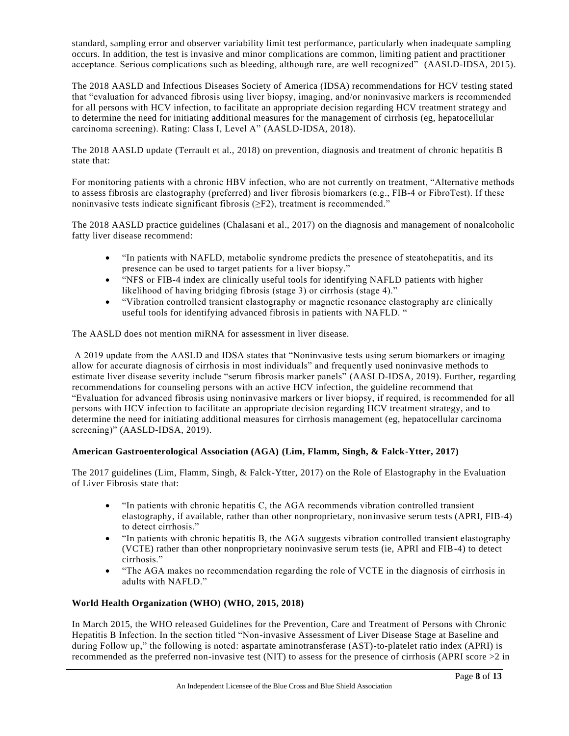standard, sampling error and observer variability limit test performance, particularly when inadequate sampling occurs. In addition, the test is invasive and minor complications are common, limiting patient and practitioner acceptance. Serious complications such as bleeding, although rare, are well recognized" (AASLD-IDSA, 2015).

The 2018 AASLD and Infectious Diseases Society of America (IDSA) recommendations for HCV testing stated that "evaluation for advanced fibrosis using liver biopsy, imaging, and/or noninvasive markers is recommended for all persons with HCV infection, to facilitate an appropriate decision regarding HCV treatment strategy and to determine the need for initiating additional measures for the management of cirrhosis (eg, hepatocellular carcinoma screening). Rating: Class I, Level A" (AASLD-IDSA, 2018).

The 2018 AASLD update (Terrault et al., 2018) on prevention, diagnosis and treatment of chronic hepatitis B state that:

For monitoring patients with a chronic HBV infection, who are not currently on treatment, "Alternative methods to assess fibrosis are elastography (preferred) and liver fibrosis biomarkers (e.g., FIB-4 or FibroTest). If these noninvasive tests indicate significant fibrosis (≥F2), treatment is recommended."

The 2018 AASLD practice guidelines (Chalasani et al., 2017) on the diagnosis and management of nonalcoholic fatty liver disease recommend:

- "In patients with NAFLD, metabolic syndrome predicts the presence of steatohepatitis, and its presence can be used to target patients for a liver biopsy."
- "NFS or FIB-4 index are clinically useful tools for identifying NAFLD patients with higher likelihood of having bridging fibrosis (stage 3) or cirrhosis (stage 4)."
- "Vibration controlled transient elastography or magnetic resonance elastography are clinically useful tools for identifying advanced fibrosis in patients with NAFLD. "

The AASLD does not mention miRNA for assessment in liver disease.

A 2019 update from the AASLD and IDSA states that "Noninvasive tests using serum biomarkers or imaging allow for accurate diagnosis of cirrhosis in most individuals" and frequently used noninvasive methods to estimate liver disease severity include "serum fibrosis marker panels" (AASLD-IDSA, 2019). Further, regarding recommendations for counseling persons with an active HCV infection, the guideline recommend that "Evaluation for advanced fibrosis using noninvasive markers or liver biopsy, if required, is recommended for all persons with HCV infection to facilitate an appropriate decision regarding HCV treatment strategy, and to determine the need for initiating additional measures for cirrhosis management (eg, hepatocellular carcinoma screening)" (AASLD-IDSA, 2019).

**American Gastroenterological Association (AGA) (Lim, Flamm, Singh, & Falck-Ytter, 2017)**

The 2017 guidelines (Lim, Flamm, Singh, & Falck-Ytter, 2017) on the Role of Elastography in the Evaluation of Liver Fibrosis state that:

- "In patients with chronic hepatitis C, the AGA recommends vibration controlled transient elastography, if available, rather than other nonproprietary, noninvasive serum tests (APRI, FIB-4) to detect cirrhosis."
- "In patients with chronic hepatitis B, the AGA suggests vibration controlled transient elastography (VCTE) rather than other nonproprietary noninvasive serum tests (ie, APRI and FIB-4) to detect cirrhosis."
- "The AGA makes no recommendation regarding the role of VCTE in the diagnosis of cirrhosis in adults with NAFLD."

**World Health Organization (WHO) (WHO, 2015, 2018)**

In March 2015, the WHO released Guidelines for the Prevention, Care and Treatment of Persons with Chronic Hepatitis B Infection. In the section titled "Non-invasive Assessment of Liver Disease Stage at Baseline and during Follow up," the following is noted: aspartate aminotransferase (AST)-to-platelet ratio index (APRI) is recommended as the preferred non-invasive test (NIT) to assess for the presence of cirrhosis (APRI score >2 in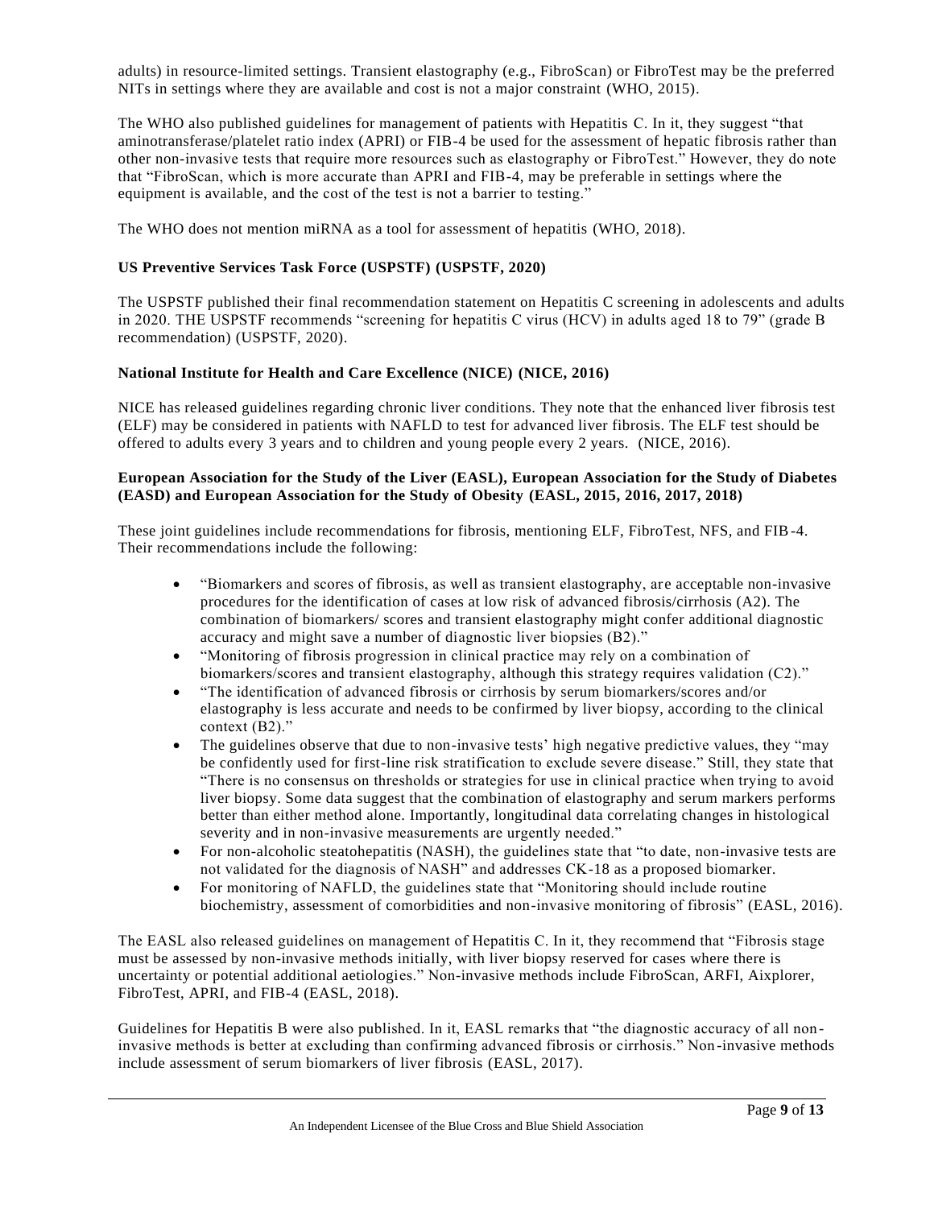adults) in resource-limited settings. Transient elastography (e.g., FibroScan) or FibroTest may be the preferred NITs in settings where they are available and cost is not a major constraint (WHO, 2015).

The WHO also published guidelines for management of patients with Hepatitis C. In it, they suggest "that aminotransferase/platelet ratio index (APRI) or FIB-4 be used for the assessment of hepatic fibrosis rather than other non-invasive tests that require more resources such as elastography or FibroTest." However, they do note that "FibroScan, which is more accurate than APRI and FIB-4, may be preferable in settings where the equipment is available, and the cost of the test is not a barrier to testing."

The WHO does not mention miRNA as a tool for assessment of hepatitis (WHO, 2018).

**US Preventive Services Task Force (USPSTF) (USPSTF, 2020)**

The USPSTF published their final recommendation statement on Hepatitis C screening in adolescents and adults in 2020. THE USPSTF recommends "screening for hepatitis C virus (HCV) in adults aged 18 to 79" (grade B recommendation) (USPSTF, 2020).

**National Institute for Health and Care Excellence (NICE) (NICE, 2016)**

NICE has released guidelines regarding chronic liver conditions. They note that the enhanced liver fibrosis test (ELF) may be considered in patients with NAFLD to test for advanced liver fibrosis. The ELF test should be offered to adults every 3 years and to children and young people every 2 years. (NICE, 2016).

**European Association for the Study of the Liver (EASL), European Association for the Study of Diabetes (EASD) and European Association for the Study of Obesity (EASL, 2015, 2016, 2017, 2018)**

These joint guidelines include recommendations for fibrosis, mentioning ELF, FibroTest, NFS, and FIB-4. Their recommendations include the following:

- "Biomarkers and scores of fibrosis, as well as transient elastography, are acceptable non-invasive procedures for the identification of cases at low risk of advanced fibrosis/cirrhosis (A2). The combination of biomarkers/ scores and transient elastography might confer additional diagnostic accuracy and might save a number of diagnostic liver biopsies (B2)."
- "Monitoring of fibrosis progression in clinical practice may rely on a combination of biomarkers/scores and transient elastography, although this strategy requires validation (C2)."
- "The identification of advanced fibrosis or cirrhosis by serum biomarkers/scores and/or elastography is less accurate and needs to be confirmed by liver biopsy, according to the clinical context (B2)."
- The guidelines observe that due to non-invasive tests' high negative predictive values, they "may be confidently used for first-line risk stratification to exclude severe disease." Still, they state that "There is no consensus on thresholds or strategies for use in clinical practice when trying to avoid liver biopsy. Some data suggest that the combination of elastography and serum markers performs better than either method alone. Importantly, longitudinal data correlating changes in histological severity and in non-invasive measurements are urgently needed."
- For non-alcoholic steatohepatitis (NASH), the guidelines state that "to date, non-invasive tests are not validated for the diagnosis of NASH" and addresses CK-18 as a proposed biomarker.
- For monitoring of NAFLD, the guidelines state that "Monitoring should include routine biochemistry, assessment of comorbidities and non-invasive monitoring of fibrosis" (EASL, 2016).

The EASL also released guidelines on management of Hepatitis C. In it, they recommend that "Fibrosis stage must be assessed by non-invasive methods initially, with liver biopsy reserved for cases where there is uncertainty or potential additional aetiologies." Non-invasive methods include FibroScan, ARFI, Aixplorer, FibroTest, APRI, and FIB-4 (EASL, 2018).

Guidelines for Hepatitis B were also published. In it, EASL remarks that "the diagnostic accuracy of all non-invasive methods is better at excluding than confirming advanced fibrosis or cirrhosis." Non-invasive methods include assessment of serum biomarkers of liver fibrosis (EASL, 2017).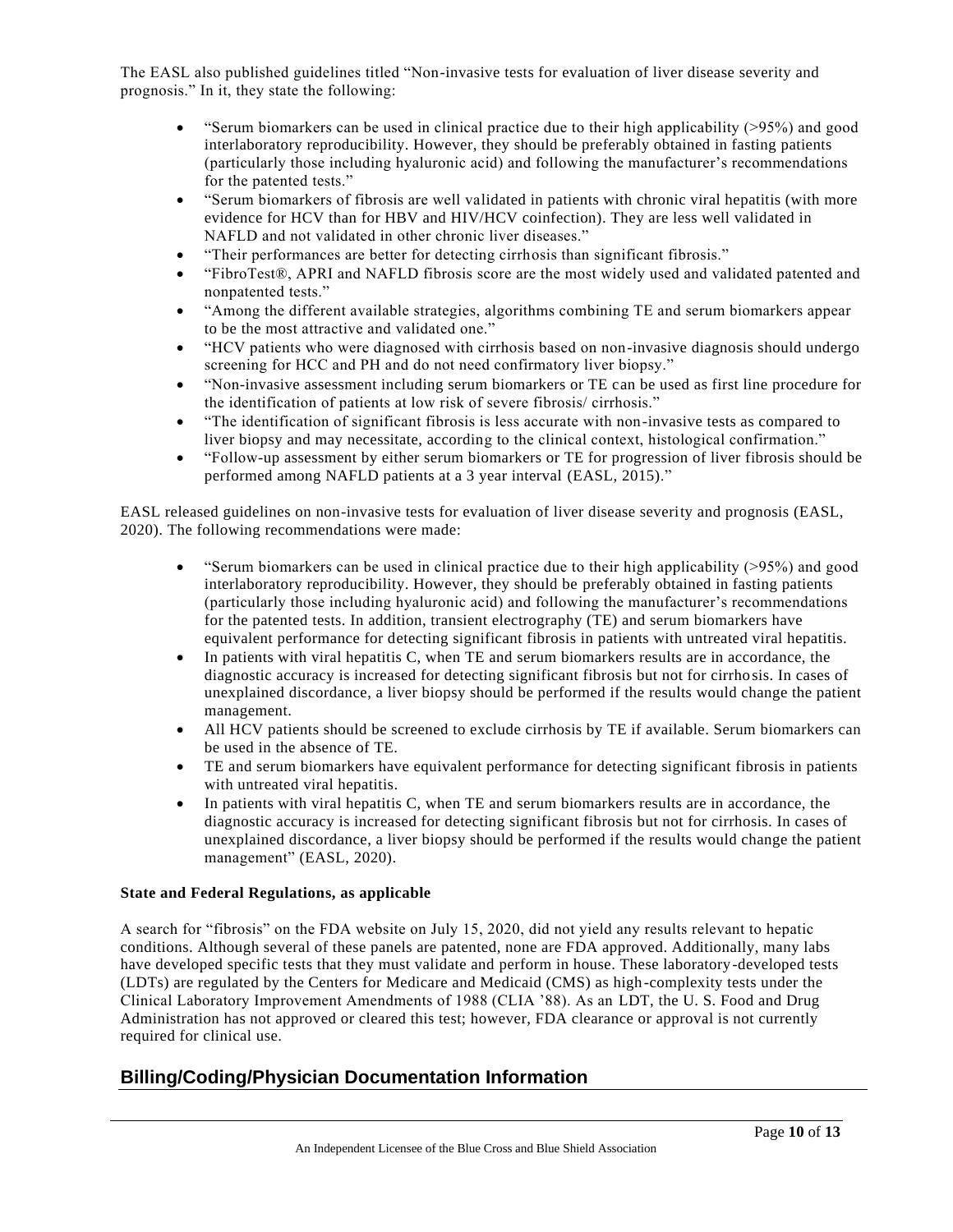The EASL also published guidelines titled "Non-invasive tests for evaluation of liver disease severity and prognosis." In it, they state the following:

- "Serum biomarkers can be used in clinical practice due to their high applicability (>95%) and good interlaboratory reproducibility. However, they should be preferably obtained in fasting patients (particularly those including hyaluronic acid) and following the manufacturer's recommendations for the patented tests."
- "Serum biomarkers of fibrosis are well validated in patients with chronic viral hepatitis (with more evidence for HCV than for HBV and HIV/HCV coinfection). They are less well validated in NAFLD and not validated in other chronic liver diseases."
- "Their performances are better for detecting cirrhosis than significant fibrosis."
- "FibroTest®, APRI and NAFLD fibrosis score are the most widely used and validated patented and nonpatented tests."
- "Among the different available strategies, algorithms combining TE and serum biomarkers appear to be the most attractive and validated one."
- "HCV patients who were diagnosed with cirrhosis based on non-invasive diagnosis should undergo screening for HCC and PH and do not need confirmatory liver biopsy."
- "Non-invasive assessment including serum biomarkers or TE can be used as first line procedure for the identification of patients at low risk of severe fibrosis/ cirrhosis."
- "The identification of significant fibrosis is less accurate with non-invasive tests as compared to liver biopsy and may necessitate, according to the clinical context, histological confirmation."
- "Follow-up assessment by either serum biomarkers or TE for progression of liver fibrosis should be performed among NAFLD patients at a 3 year interval (EASL, 2015)."

EASL released guidelines on non-invasive tests for evaluation of liver disease severity and prognosis (EASL, 2020). The following recommendations were made:

- "Serum biomarkers can be used in clinical practice due to their high applicability (>95%) and good interlaboratory reproducibility. However, they should be preferably obtained in fasting patients (particularly those including hyaluronic acid) and following the manufacturer's recommendations for the patented tests. In addition, transient electrography (TE) and serum biomarkers have equivalent performance for detecting significant fibrosis in patients with untreated viral hepatitis.
- In patients with viral hepatitis C, when TE and serum biomarkers results are in accordance, the diagnostic accuracy is increased for detecting significant fibrosis but not for cirrhosis. In cases of unexplained discordance, a liver biopsy should be performed if the results would change the patient management.
- All HCV patients should be screened to exclude cirrhosis by TE if available. Serum biomarkers can be used in the absence of TE.
- TE and serum biomarkers have equivalent performance for detecting significant fibrosis in patients with untreated viral hepatitis.
- In patients with viral hepatitis C, when TE and serum biomarkers results are in accordance, the diagnostic accuracy is increased for detecting significant fibrosis but not for cirrhosis. In cases of unexplained discordance, a liver biopsy should be performed if the results would change the patient management" (EASL, 2020).

**State and Federal Regulations, as applicable**

A search for "fibrosis" on the FDA website on July 15, 2020, did not yield any results relevant to hepatic conditions. Although several of these panels are patented, none are FDA approved. Additionally, many labs have developed specific tests that they must validate and perform in house. These laboratory-developed tests (LDTs) are regulated by the Centers for Medicare and Medicaid (CMS) as high-complexity tests under the Clinical Laboratory Improvement Amendments of 1988 (CLIA '88). As an LDT, the U. S. Food and Drug Administration has not approved or cleared this test; however, FDA clearance or approval is not currently required for clinical use.

## Billing/Coding/Physician Documentation Information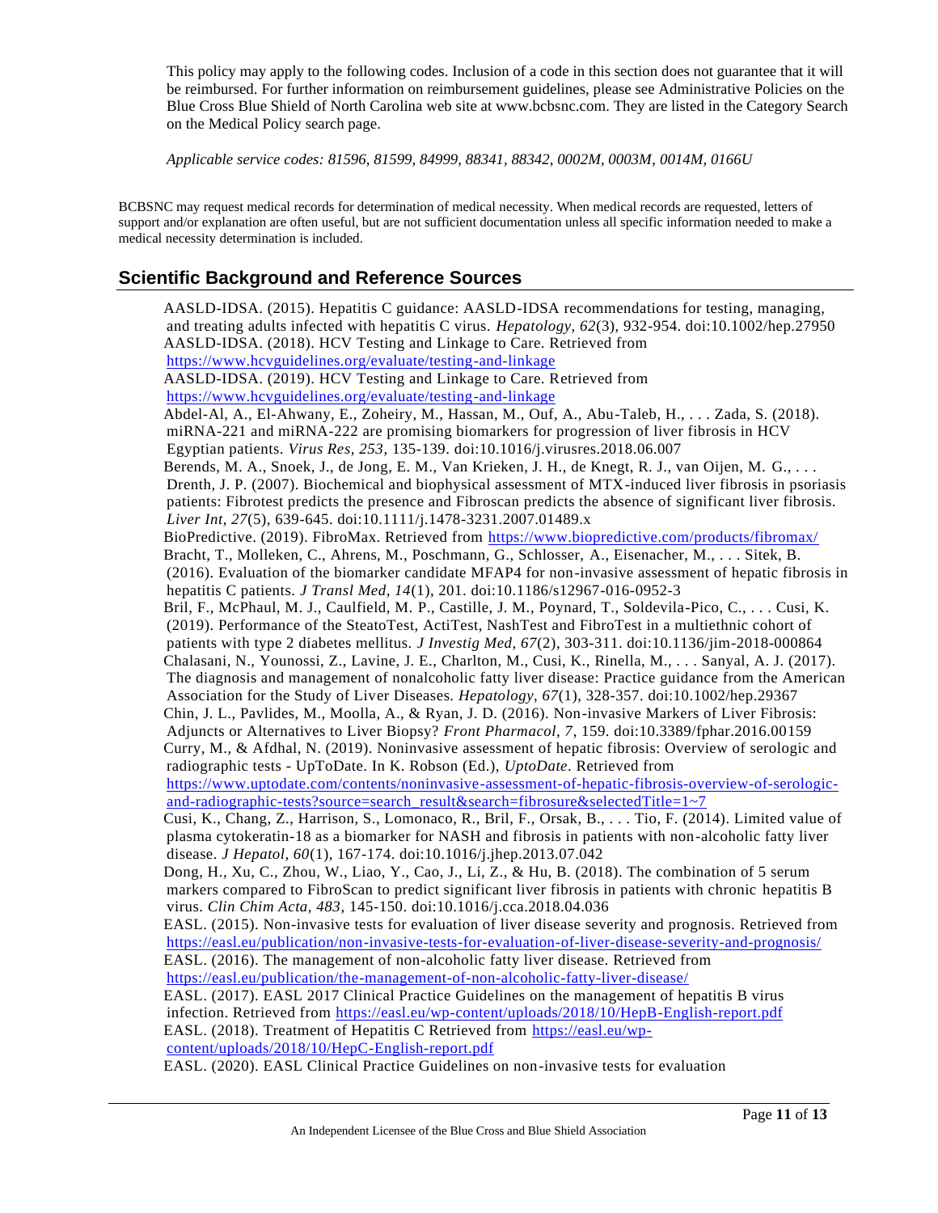This policy may apply to the following codes. Inclusion of a code in this section does not guarantee that it will be reimbursed. For further information on reimbursement guidelines, please see Administrative Policies on the Blue Cross Blue Shield of North Carolina web site at www.bcbsnc.com. They are listed in the Category Search on the Medical Policy search page.

*Applicable service codes: 81596, 81599, 84999, 88341, 88342, 0002M, 0003M, 0014M, 0166U*

BCBSNC may request medical records for determination of medical necessity. When medical records are requested, letters of support and/or explanation are often useful, but are not sufficient documentation unless all specific information needed to make a medical necessity determination is included.

## Scientific Background and Reference Sources

AASLD-IDSA. (2015). Hepatitis C guidance: AASLD-IDSA recommendations for testing, managing, and treating adults infected with hepatitis C virus. *Hepatology, 62*(3), 932-954. doi:10.1002/hep.27950

AASLD-IDSA. (2018). HCV Testing and Linkage to Care. Retrieved from https://www.hcvguidelines.org/evaluate/testing-and-linkage

AASLD-IDSA. (2019). HCV Testing and Linkage to Care. Retrieved from https://www.hcvguidelines.org/evaluate/testing-and-linkage

Abdel-Al, A., El-Ahwany, E., Zoheiry, M., Hassan, M., Ouf, A., Abu-Taleb, H., . . . Zada, S. (2018). miRNA-221 and miRNA-222 are promising biomarkers for progression of liver fibrosis in HCV Egyptian patients. *Virus Res, 253*, 135-139. doi:10.1016/j.virusres.2018.06.007

Berends, M. A., Snoek, J., de Jong, E. M., Van Krieken, J. H., de Knegt, R. J., van Oijen, M. G., . . . Drenth, J. P. (2007). Biochemical and biophysical assessment of MTX-induced liver fibrosis in psoriasis patients: Fibrotest predicts the presence and Fibroscan predicts the absence of significant liver fibrosis. *Liver Int, 27*(5), 639-645. doi:10.1111/j.1478-3231.2007.01489.x

BioPredictive. (2019). FibroMax. Retrieved from https://www.biopredictive.com/products/fibromax/

Bracht, T., Molleken, C., Ahrens, M., Poschmann, G., Schlosser, A., Eisenacher, M., . . . Sitek, B. (2016). Evaluation of the biomarker candidate MFAP4 for non-invasive assessment of hepatic fibrosis in hepatitis C patients. *J Transl Med, 14*(1), 201. doi:10.1186/s12967-016-0952-3

Bril, F., McPhaul, M. J., Caulfield, M. P., Castille, J. M., Poynard, T., Soldevila-Pico, C., . . . Cusi, K. (2019). Performance of the SteatoTest, ActiTest, NashTest and FibroTest in a multiethnic cohort of patients with type 2 diabetes mellitus. *J Investig Med, 67*(2), 303-311. doi:10.1136/jim-2018-000864

Chalasani, N., Younossi, Z., Lavine, J. E., Charlton, M., Cusi, K., Rinella, M., . . . Sanyal, A. J. (2017). The diagnosis and management of nonalcoholic fatty liver disease: Practice guidance from the American Association for the Study of Liver Diseases. *Hepatology, 67*(1), 328-357. doi:10.1002/hep.29367

Chin, J. L., Pavlides, M., Moolla, A., & Ryan, J. D. (2016). Non-invasive Markers of Liver Fibrosis: Adjuncts or Alternatives to Liver Biopsy? *Front Pharmacol, 7*, 159. doi:10.3389/fphar.2016.00159

Curry, M., & Afdhal, N. (2019). Noninvasive assessment of hepatic fibrosis: Overview of serologic and radiographic tests - UpToDate. In K. Robson (Ed.), *UptoDate*. Retrieved from https://www.uptodate.com/contents/noninvasive-assessment-of-hepatic-fibrosis-overview-of-serologic-and-radiographic-tests?source=search_result&search=fibrosure&selectedTitle=1~7

Cusi, K., Chang, Z., Harrison, S., Lomonaco, R., Bril, F., Orsak, B., . . . Tio, F. (2014). Limited value of plasma cytokeratin-18 as a biomarker for NASH and fibrosis in patients with non-alcoholic fatty liver disease. *J Hepatol, 60*(1), 167-174. doi:10.1016/j.jhep.2013.07.042

Dong, H., Xu, C., Zhou, W., Liao, Y., Cao, J., Li, Z., & Hu, B. (2018). The combination of 5 serum markers compared to FibroScan to predict significant liver fibrosis in patients with chronic hepatitis B virus. *Clin Chim Acta, 483*, 145-150. doi:10.1016/j.cca.2018.04.036

EASL. (2015). Non-invasive tests for evaluation of liver disease severity and prognosis. Retrieved from https://easl.eu/publication/non-invasive-tests-for-evaluation-of-liver-disease-severity-and-prognosis/

EASL. (2016). The management of non-alcoholic fatty liver disease. Retrieved from https://easl.eu/publication/the-management-of-non-alcoholic-fatty-liver-disease/

EASL. (2017). EASL 2017 Clinical Practice Guidelines on the management of hepatitis B virus infection. Retrieved from https://easl.eu/wp-content/uploads/2018/10/HepB-English-report.pdf

EASL. (2018). Treatment of Hepatitis C Retrieved from https://easl.eu/wp-content/uploads/2018/10/HepC-English-report.pdf

EASL. (2020). EASL Clinical Practice Guidelines on non-invasive tests for evaluation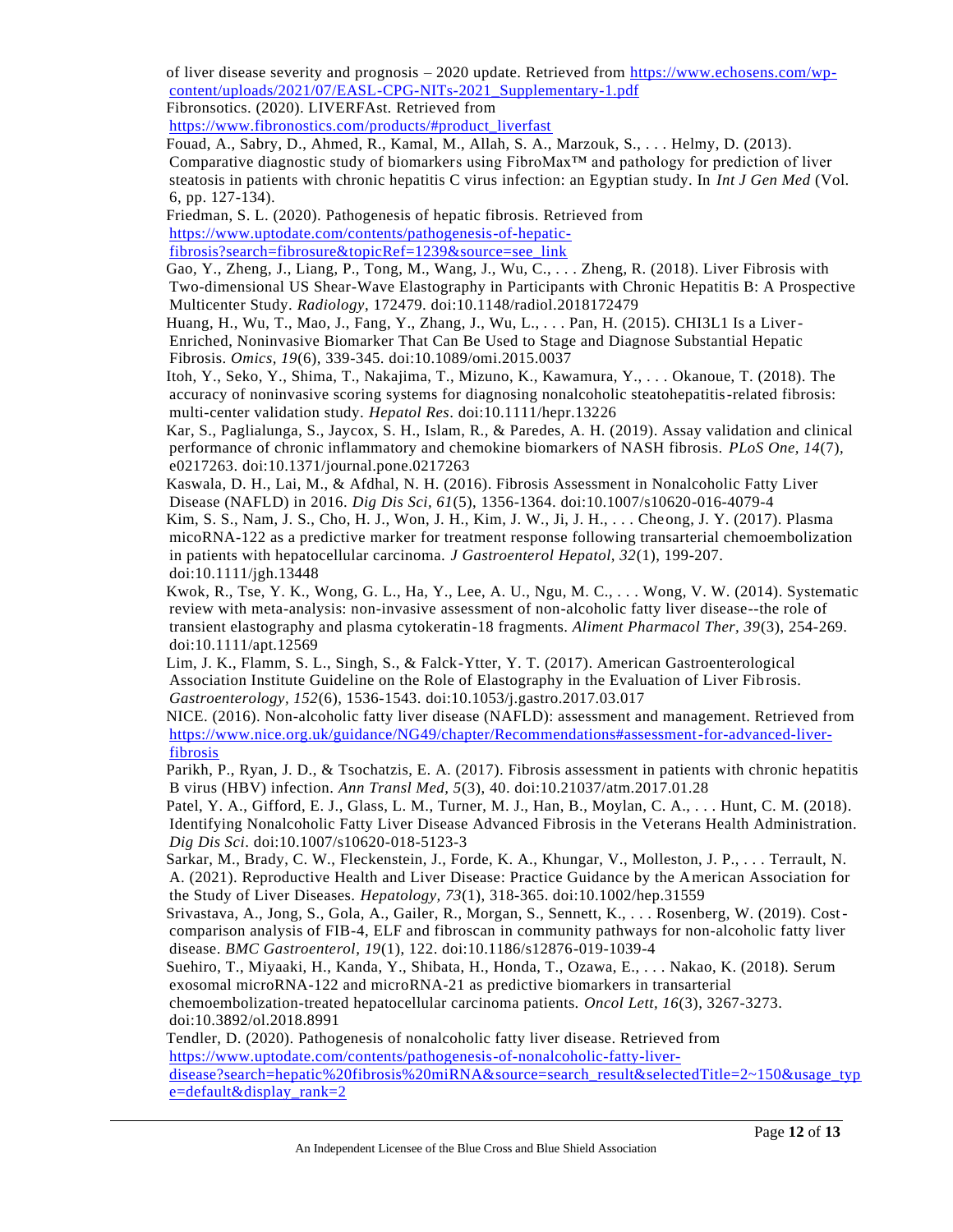of liver disease severity and prognosis – 2020 update. Retrieved from https://www.echosens.com/wp-content/uploads/2021/07/EASL-CPG-NITs-2021_Supplementary-1.pdf

Fibronsotics. (2020). LIVERFAst. Retrieved from https://www.fibronostics.com/products/#product_liverfast

Fouad, A., Sabry, D., Ahmed, R., Kamal, M., Allah, S. A., Marzouk, S., . . . Helmy, D. (2013). Comparative diagnostic study of biomarkers using FibroMax™ and pathology for prediction of liver steatosis in patients with chronic hepatitis C virus infection: an Egyptian study. In *Int J Gen Med* (Vol. 6, pp. 127-134).

Friedman, S. L. (2020). Pathogenesis of hepatic fibrosis. Retrieved from https://www.uptodate.com/contents/pathogenesis-of-hepatic-fibrosis?search=fibrosure&topicRef=1239&source=see_link

Gao, Y., Zheng, J., Liang, P., Tong, M., Wang, J., Wu, C., . . . Zheng, R. (2018). Liver Fibrosis with Two-dimensional US Shear-Wave Elastography in Participants with Chronic Hepatitis B: A Prospective Multicenter Study. *Radiology*, 172479. doi:10.1148/radiol.2018172479

Huang, H., Wu, T., Mao, J., Fang, Y., Zhang, J., Wu, L., . . . Pan, H. (2015). CHI3L1 Is a Liver-Enriched, Noninvasive Biomarker That Can Be Used to Stage and Diagnose Substantial Hepatic Fibrosis. *Omics*, *19*(6), 339-345. doi:10.1089/omi.2015.0037

Itoh, Y., Seko, Y., Shima, T., Nakajima, T., Mizuno, K., Kawamura, Y., . . . Okanoue, T. (2018). The accuracy of noninvasive scoring systems for diagnosing nonalcoholic steatohepatitis-related fibrosis: multi-center validation study. *Hepatol Res*. doi:10.1111/hepr.13226

Kar, S., Paglialunga, S., Jaycox, S. H., Islam, R., & Paredes, A. H. (2019). Assay validation and clinical performance of chronic inflammatory and chemokine biomarkers of NASH fibrosis. *PLoS One*, *14*(7), e0217263. doi:10.1371/journal.pone.0217263

Kaswala, D. H., Lai, M., & Afdhal, N. H. (2016). Fibrosis Assessment in Nonalcoholic Fatty Liver Disease (NAFLD) in 2016. *Dig Dis Sci*, *61*(5), 1356-1364. doi:10.1007/s10620-016-4079-4

Kim, S. S., Nam, J. S., Cho, H. J., Won, J. H., Kim, J. W., Ji, J. H., . . . Cheong, J. Y. (2017). Plasma micoRNA-122 as a predictive marker for treatment response following transarterial chemoembolization in patients with hepatocellular carcinoma. *J Gastroenterol Hepatol*, *32*(1), 199-207. doi:10.1111/jgh.13448

Kwok, R., Tse, Y. K., Wong, G. L., Ha, Y., Lee, A. U., Ngu, M. C., . . . Wong, V. W. (2014). Systematic review with meta-analysis: non-invasive assessment of non-alcoholic fatty liver disease--the role of transient elastography and plasma cytokeratin-18 fragments. *Aliment Pharmacol Ther*, *39*(3), 254-269. doi:10.1111/apt.12569

Lim, J. K., Flamm, S. L., Singh, S., & Falck-Ytter, Y. T. (2017). American Gastroenterological Association Institute Guideline on the Role of Elastography in the Evaluation of Liver Fibrosis. *Gastroenterology*, *152*(6), 1536-1543. doi:10.1053/j.gastro.2017.03.017

NICE. (2016). Non-alcoholic fatty liver disease (NAFLD): assessment and management. Retrieved from https://www.nice.org.uk/guidance/NG49/chapter/Recommendations#assessment-for-advanced-liver-fibrosis

Parikh, P., Ryan, J. D., & Tsochatzis, E. A. (2017). Fibrosis assessment in patients with chronic hepatitis B virus (HBV) infection. *Ann Transl Med*, *5*(3), 40. doi:10.21037/atm.2017.01.28

Patel, Y. A., Gifford, E. J., Glass, L. M., Turner, M. J., Han, B., Moylan, C. A., . . . Hunt, C. M. (2018). Identifying Nonalcoholic Fatty Liver Disease Advanced Fibrosis in the Veterans Health Administration. *Dig Dis Sci*. doi:10.1007/s10620-018-5123-3

Sarkar, M., Brady, C. W., Fleckenstein, J., Forde, K. A., Khungar, V., Molleston, J. P., . . . Terrault, N. A. (2021). Reproductive Health and Liver Disease: Practice Guidance by the American Association for the Study of Liver Diseases. *Hepatology*, *73*(1), 318-365. doi:10.1002/hep.31559

Srivastava, A., Jong, S., Gola, A., Gailer, R., Morgan, S., Sennett, K., . . . Rosenberg, W. (2019). Cost-comparison analysis of FIB-4, ELF and fibroscan in community pathways for non-alcoholic fatty liver disease. *BMC Gastroenterol*, *19*(1), 122. doi:10.1186/s12876-019-1039-4

Suehiro, T., Miyaaki, H., Kanda, Y., Shibata, H., Honda, T., Ozawa, E., . . . Nakao, K. (2018). Serum exosomal microRNA-122 and microRNA-21 as predictive biomarkers in transarterial chemoembolization-treated hepatocellular carcinoma patients. *Oncol Lett*, *16*(3), 3267-3273. doi:10.3892/ol.2018.8991

Tendler, D. (2020). Pathogenesis of nonalcoholic fatty liver disease. Retrieved from https://www.uptodate.com/contents/pathogenesis-of-nonalcoholic-fatty-liver-disease?search=hepatic%20fibrosis%20miRNA&source=search_result&selectedTitle=2~150&usage_type=default&display_rank=2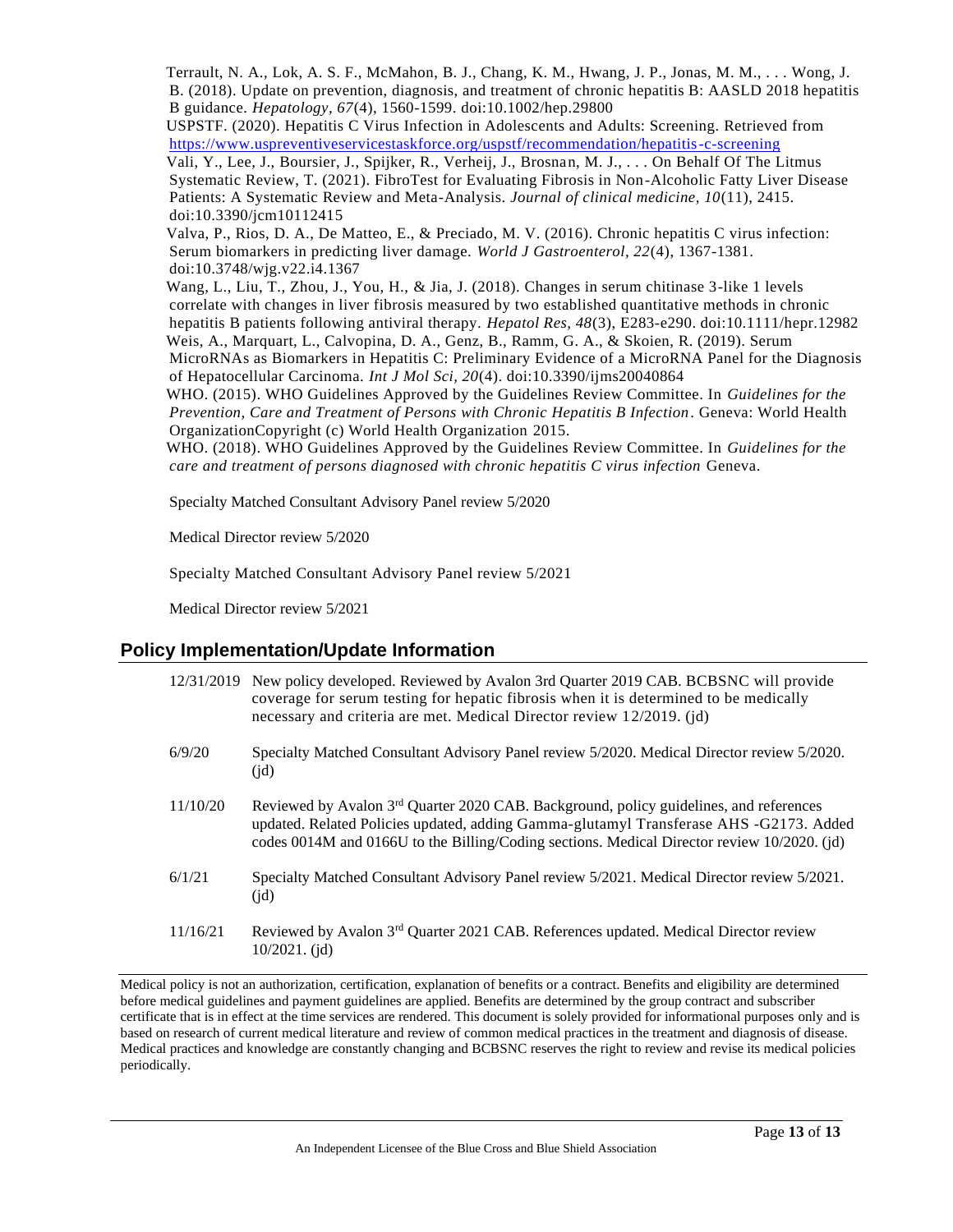Terrault, N. A., Lok, A. S. F., McMahon, B. J., Chang, K. M., Hwang, J. P., Jonas, M. M., . . . Wong, J. B. (2018). Update on prevention, diagnosis, and treatment of chronic hepatitis B: AASLD 2018 hepatitis B guidance. *Hepatology, 67*(4), 1560-1599. doi:10.1002/hep.29800

USPSTF. (2020). Hepatitis C Virus Infection in Adolescents and Adults: Screening. Retrieved from https://www.uspreventiveservicestaskforce.org/uspstf/recommendation/hepatitis-c-screening

Vali, Y., Lee, J., Boursier, J., Spijker, R., Verheij, J., Brosnan, M. J., . . . On Behalf Of The Litmus Systematic Review, T. (2021). FibroTest for Evaluating Fibrosis in Non-Alcoholic Fatty Liver Disease Patients: A Systematic Review and Meta-Analysis. *Journal of clinical medicine, 10*(11), 2415. doi:10.3390/jcm10112415

Valva, P., Rios, D. A., De Matteo, E., & Preciado, M. V. (2016). Chronic hepatitis C virus infection: Serum biomarkers in predicting liver damage. *World J Gastroenterol, 22*(4), 1367-1381. doi:10.3748/wjg.v22.i4.1367

Wang, L., Liu, T., Zhou, J., You, H., & Jia, J. (2018). Changes in serum chitinase 3-like 1 levels correlate with changes in liver fibrosis measured by two established quantitative methods in chronic hepatitis B patients following antiviral therapy. *Hepatol Res, 48*(3), E283-e290. doi:10.1111/hepr.12982

Weis, A., Marquart, L., Calvopina, D. A., Genz, B., Ramm, G. A., & Skoien, R. (2019). Serum MicroRNAs as Biomarkers in Hepatitis C: Preliminary Evidence of a MicroRNA Panel for the Diagnosis of Hepatocellular Carcinoma. *Int J Mol Sci, 20*(4). doi:10.3390/ijms20040864

WHO. (2015). WHO Guidelines Approved by the Guidelines Review Committee. In *Guidelines for the Prevention, Care and Treatment of Persons with Chronic Hepatitis B Infection*. Geneva: World Health OrganizationCopyright (c) World Health Organization 2015.

WHO. (2018). WHO Guidelines Approved by the Guidelines Review Committee. In *Guidelines for the care and treatment of persons diagnosed with chronic hepatitis C virus infection* Geneva.

Specialty Matched Consultant Advisory Panel review 5/2020

Medical Director review 5/2020

Specialty Matched Consultant Advisory Panel review 5/2021

Medical Director review 5/2021

## Policy Implementation/Update Information

| | |
|---|---|
| 12/31/2019 | New policy developed. Reviewed by Avalon 3rd Quarter 2019 CAB. BCBSNC will provide coverage for serum testing for hepatic fibrosis when it is determined to be medically necessary and criteria are met. Medical Director review 12/2019. (jd) |
| 6/9/20 | Specialty Matched Consultant Advisory Panel review 5/2020. Medical Director review 5/2020. (jd) |
| 11/10/20 | Reviewed by Avalon 3rd Quarter 2020 CAB. Background, policy guidelines, and references updated. Related Policies updated, adding Gamma-glutamyl Transferase AHS -G2173. Added codes 0014M and 0166U to the Billing/Coding sections. Medical Director review 10/2020. (jd) |
| 6/1/21 | Specialty Matched Consultant Advisory Panel review 5/2021. Medical Director review 5/2021. (jd) |
| 11/16/21 | Reviewed by Avalon 3rd Quarter 2021 CAB. References updated. Medical Director review 10/2021. (jd) |

Medical policy is not an authorization, certification, explanation of benefits or a contract. Benefits and eligibility are determined before medical guidelines and payment guidelines are applied. Benefits are determined by the group contract and subscriber certificate that is in effect at the time services are rendered. This document is solely provided for informational purposes only and is based on research of current medical literature and review of common medical practices in the treatment and diagnosis of disease. Medical practices and knowledge are constantly changing and BCBSNC reserves the right to review and revise its medical policies periodically.